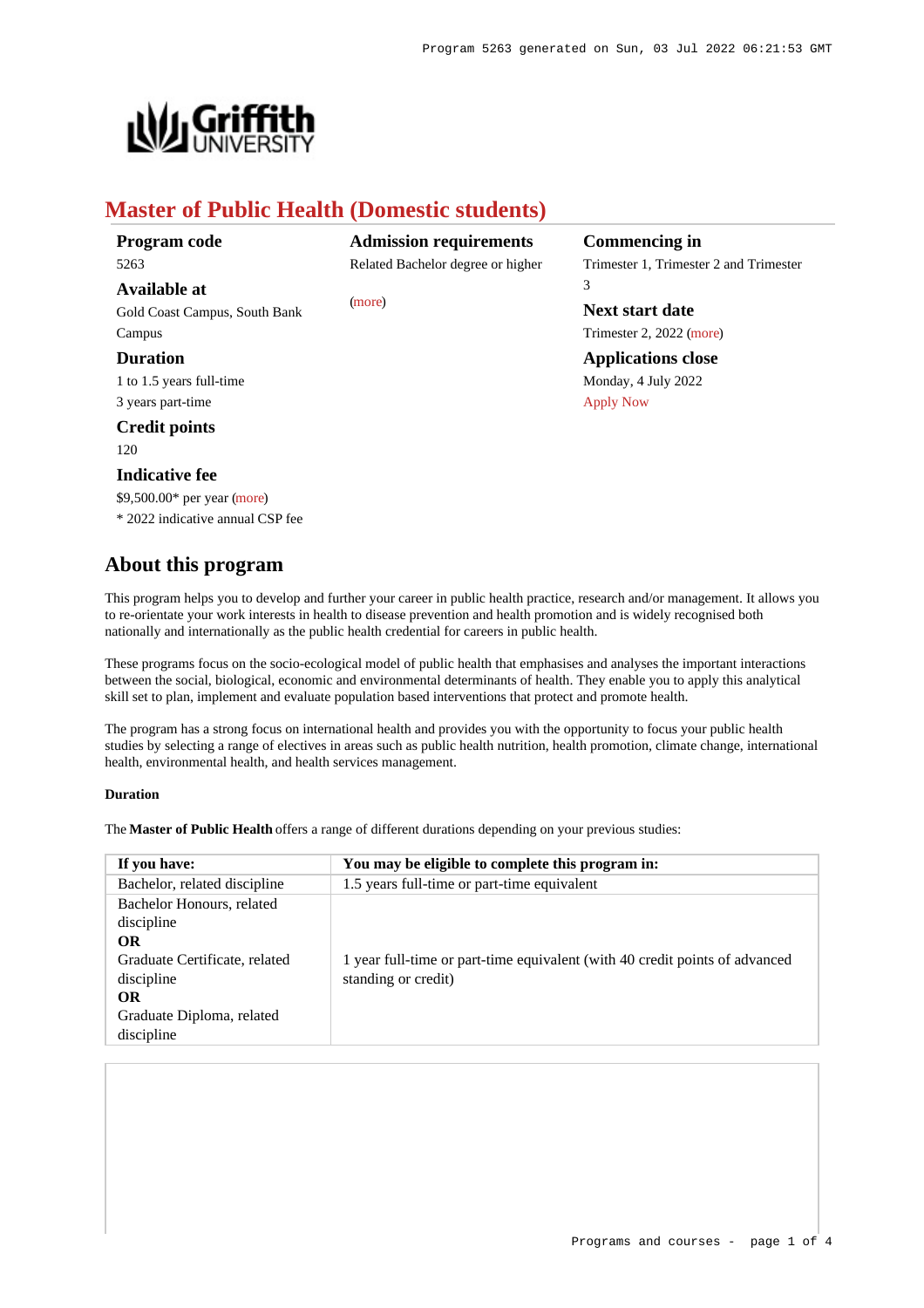# Master of Public Health (Domestic students)

**Program code**
5263

**Available at**
Gold Coast Campus, South Bank Campus

**Duration**
1 to 1.5 years full-time
3 years part-time

**Credit points**
120

**Indicative fee**
$9,500.00* per year (more)
* 2022 indicative annual CSP fee

**Admission requirements**
Related Bachelor degree or higher

(more)

**Commencing in**
Trimester 1, Trimester 2 and Trimester 3

**Next start date**
Trimester 2, 2022 (more)

**Applications close**
Monday, 4 July 2022
Apply Now

## About this program

This program helps you to develop and further your career in public health practice, research and/or management. It allows you to re-orientate your work interests in health to disease prevention and health promotion and is widely recognised both nationally and internationally as the public health credential for careers in public health.

These programs focus on the socio-ecological model of public health that emphasises and analyses the important interactions between the social, biological, economic and environmental determinants of health. They enable you to apply this analytical skill set to plan, implement and evaluate population based interventions that protect and promote health.

The program has a strong focus on international health and provides you with the opportunity to focus your public health studies by selecting a range of electives in areas such as public health nutrition, health promotion, climate change, international health, environmental health, and health services management.

#### Duration

The **Master of Public Health** offers a range of different durations depending on your previous studies:

| If you have: | You may be eligible to complete this program in: |
|---|---|
| Bachelor, related discipline | 1.5 years full-time or part-time equivalent |
| Bachelor Honours, related discipline<br>**OR**<br>Graduate Certificate, related discipline<br>**OR**<br>Graduate Diploma, related discipline | 1 year full-time or part-time equivalent (with 40 credit points of advanced standing or credit) |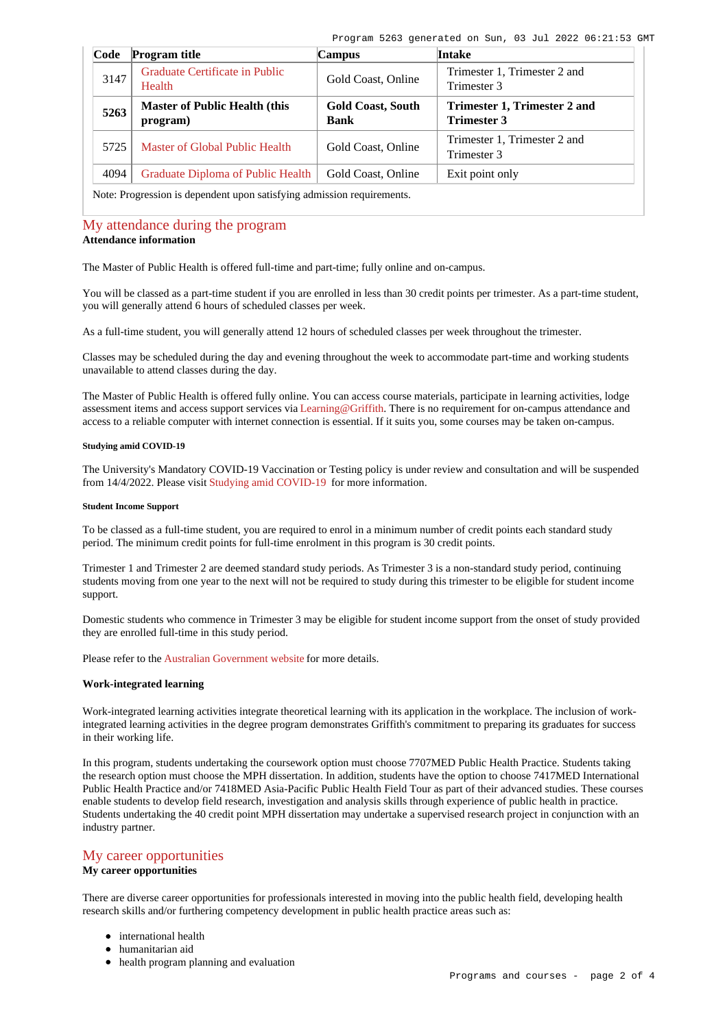| Code | Program title | Campus | Intake |
|---|---|---|---|
| 3147 | Graduate Certificate in Public Health | Gold Coast, Online | Trimester 1, Trimester 2 and Trimester 3 |
| **5263** | **Master of Public Health (this program)** | **Gold Coast, South Bank** | **Trimester 1, Trimester 2 and Trimester 3** |
| 5725 | Master of Global Public Health | Gold Coast, Online | Trimester 1, Trimester 2 and Trimester 3 |
| 4094 | Graduate Diploma of Public Health | Gold Coast, Online | Exit point only |

Note: Progression is dependent upon satisfying admission requirements.

## My attendance during the program

**Attendance information**

The Master of Public Health is offered full-time and part-time; fully online and on-campus.

You will be classed as a part-time student if you are enrolled in less than 30 credit points per trimester. As a part-time student, you will generally attend 6 hours of scheduled classes per week.

As a full-time student, you will generally attend 12 hours of scheduled classes per week throughout the trimester.

Classes may be scheduled during the day and evening throughout the week to accommodate part-time and working students unavailable to attend classes during the day.

The Master of Public Health is offered fully online. You can access course materials, participate in learning activities, lodge assessment items and access support services via Learning@Griffith. There is no requirement for on-campus attendance and access to a reliable computer with internet connection is essential. If it suits you, some courses may be taken on-campus.

###### Studying amid COVID-19

The University's Mandatory COVID-19 Vaccination or Testing policy is under review and consultation and will be suspended from 14/4/2022. Please visit Studying amid COVID-19 for more information.

###### Student Income Support

To be classed as a full-time student, you are required to enrol in a minimum number of credit points each standard study period. The minimum credit points for full-time enrolment in this program is 30 credit points.

Trimester 1 and Trimester 2 are deemed standard study periods. As Trimester 3 is a non-standard study period, continuing students moving from one year to the next will not be required to study during this trimester to be eligible for student income support.

Domestic students who commence in Trimester 3 may be eligible for student income support from the onset of study provided they are enrolled full-time in this study period.

Please refer to the Australian Government website for more details.

**Work-integrated learning**

Work-integrated learning activities integrate theoretical learning with its application in the workplace. The inclusion of work-integrated learning activities in the degree program demonstrates Griffith's commitment to preparing its graduates for success in their working life.

In this program, students undertaking the coursework option must choose 7707MED Public Health Practice. Students taking the research option must choose the MPH dissertation. In addition, students have the option to choose 7417MED International Public Health Practice and/or 7418MED Asia-Pacific Public Health Field Tour as part of their advanced studies. These courses enable students to develop field research, investigation and analysis skills through experience of public health in practice. Students undertaking the 40 credit point MPH dissertation may undertake a supervised research project in conjunction with an industry partner.

## My career opportunities

**My career opportunities**

There are diverse career opportunities for professionals interested in moving into the public health field, developing health research skills and/or furthering competency development in public health practice areas such as:

- international health
- humanitarian aid
- health program planning and evaluation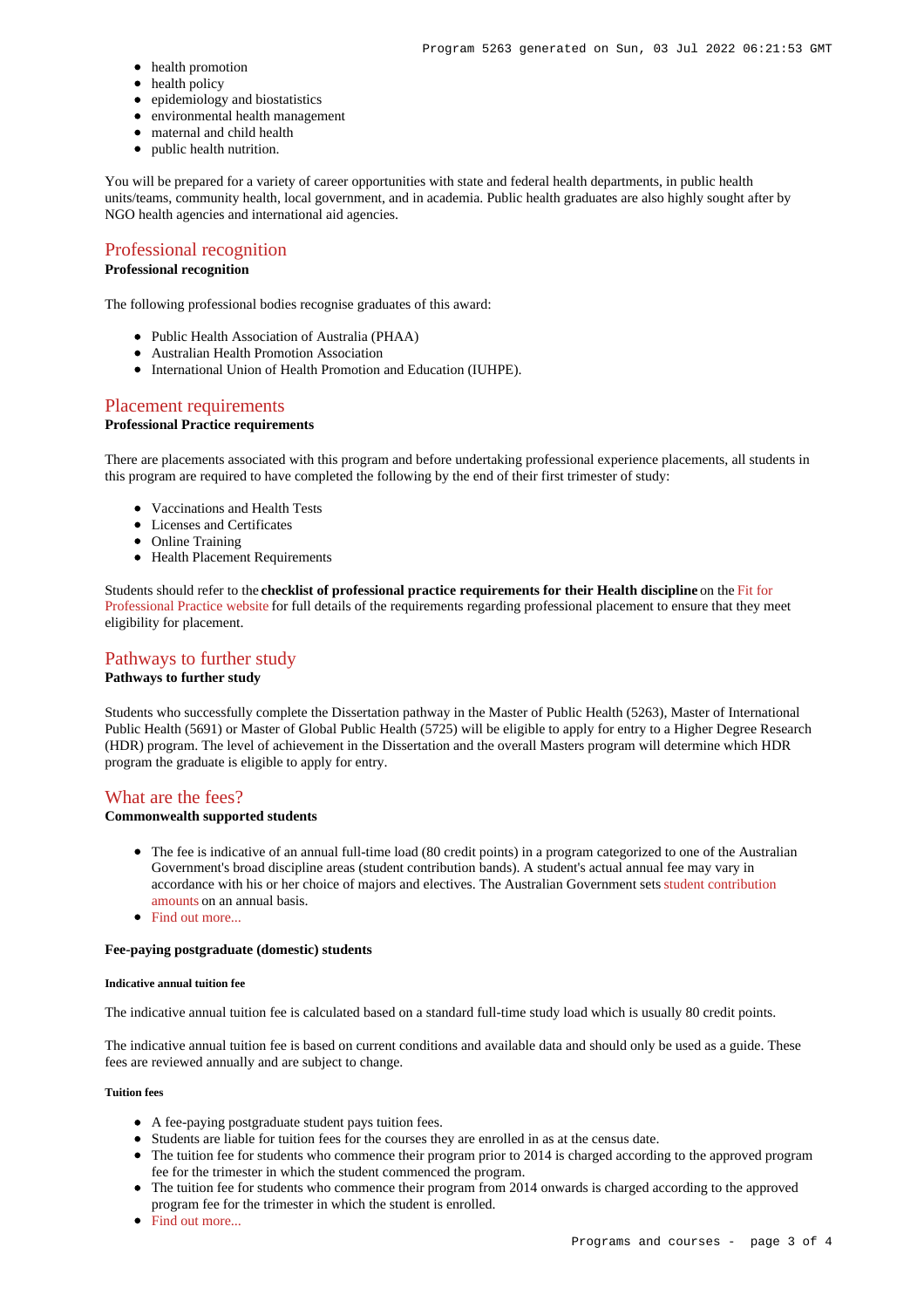- health promotion
- health policy
- epidemiology and biostatistics
- environmental health management
- maternal and child health
- public health nutrition.

You will be prepared for a variety of career opportunities with state and federal health departments, in public health units/teams, community health, local government, and in academia. Public health graduates are also highly sought after by NGO health agencies and international aid agencies.

## Professional recognition

**Professional recognition**

The following professional bodies recognise graduates of this award:

- Public Health Association of Australia (PHAA)
- Australian Health Promotion Association
- International Union of Health Promotion and Education (IUHPE).

## Placement requirements

**Professional Practice requirements**

There are placements associated with this program and before undertaking professional experience placements, all students in this program are required to have completed the following by the end of their first trimester of study:

- Vaccinations and Health Tests
- Licenses and Certificates
- Online Training
- Health Placement Requirements

Students should refer to the **checklist of professional practice requirements for their Health discipline** on the Fit for Professional Practice website for full details of the requirements regarding professional placement to ensure that they meet eligibility for placement.

## Pathways to further study

**Pathways to further study**

Students who successfully complete the Dissertation pathway in the Master of Public Health (5263), Master of International Public Health (5691) or Master of Global Public Health (5725) will be eligible to apply for entry to a Higher Degree Research (HDR) program. The level of achievement in the Dissertation and the overall Masters program will determine which HDR program the graduate is eligible to apply for entry.

## What are the fees?

**Commonwealth supported students**

- The fee is indicative of an annual full-time load (80 credit points) in a program categorized to one of the Australian Government's broad discipline areas (student contribution bands). A student's actual annual fee may vary in accordance with his or her choice of majors and electives. The Australian Government sets student contribution amounts on an annual basis.
- Find out more...

**Fee-paying postgraduate (domestic) students**

##### Indicative annual tuition fee

The indicative annual tuition fee is calculated based on a standard full-time study load which is usually 80 credit points.

The indicative annual tuition fee is based on current conditions and available data and should only be used as a guide. These fees are reviewed annually and are subject to change.

##### Tuition fees

- A fee-paying postgraduate student pays tuition fees.
- Students are liable for tuition fees for the courses they are enrolled in as at the census date.
- The tuition fee for students who commence their program prior to 2014 is charged according to the approved program fee for the trimester in which the student commenced the program.
- The tuition fee for students who commence their program from 2014 onwards is charged according to the approved program fee for the trimester in which the student is enrolled.
- Find out more...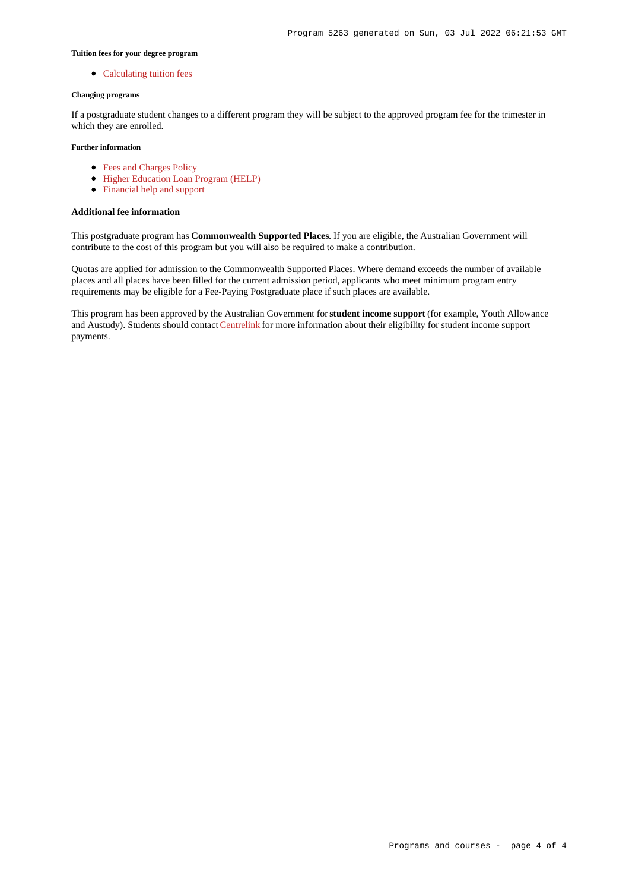#### Tuition fees for your degree program

- Calculating tuition fees

#### Changing programs

If a postgraduate student changes to a different program they will be subject to the approved program fee for the trimester in which they are enrolled.

#### Further information

- Fees and Charges Policy
- Higher Education Loan Program (HELP)
- Financial help and support

### Additional fee information

This postgraduate program has **Commonwealth Supported Places**. If you are eligible, the Australian Government will contribute to the cost of this program but you will also be required to make a contribution.

Quotas are applied for admission to the Commonwealth Supported Places. Where demand exceeds the number of available places and all places have been filled for the current admission period, applicants who meet minimum program entry requirements may be eligible for a Fee-Paying Postgraduate place if such places are available.

This program has been approved by the Australian Government for **student income support** (for example, Youth Allowance and Austudy). Students should contact Centrelink for more information about their eligibility for student income support payments.